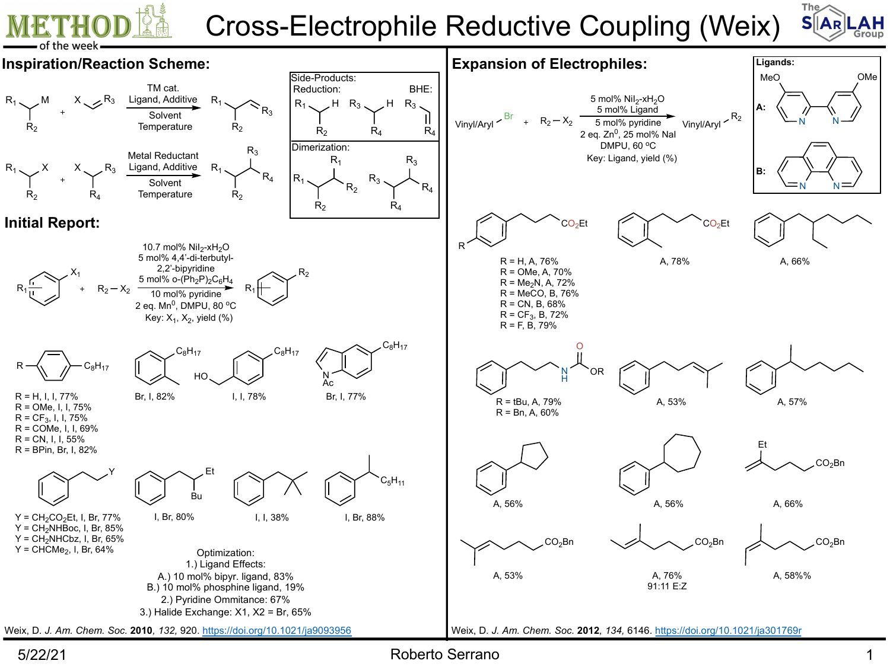# Cross-Electrophile Reductive Coupling (Weix)

METHOD of the week

## Inspiration/Reaction Scheme:

$R_1$(M)$R_2$ + X–CH=CH–$R_3$ → (TM cat., Ligand, Additive; Solvent, Temperature) → $R_1$($R_2$)–CH=CH–$R_3$

$R_1$(X)$R_2$ + X($R_3$)$R_4$ → (Metal Reductant, Ligand, Additive; Solvent, Temperature) → $R_1$($R_2$)–($R_3$)$R_4$

**Side-Products:**

Reduction: $R_1$(H)$R_2$; $R_3$(H)$R_4$

BHE: $R_3$(=)$R_4$

Dimerization: $R_1$($R_2$)–($R_1$)$R_2$; $R_3$($R_4$)–($R_3$)$R_4$

## Initial Report:

$R_1$-Ar–$X_1$ + $R_2 - X_2$ → $R_1$-Ar–$R_2$

10.7 mol% $NiI_2$-$xH_2O$
5 mol% 4,4'-di-terbutyl-2,2'-bipyridine
5 mol% o-$(Ph_2P)_2C_6H_4$
10 mol% pyridine
2 eq. $Mn^0$, DMPU, 80 °C
Key: $X_1$, $X_2$, yield (%)

- R–$C_6H_4$–$C_8H_{17}$:
  - R = H, I, I, 77%
  - R = OMe, I, I, 75%
  - R = $CF_3$, I, I, 75%
  - R = COMe, I, I, 69%
  - R = CN, I, I, 55%
  - R = BPin, Br, I, 82%
- 2-methyl-octylbenzene: Br, I, 82%
- 4-(hydroxymethyl)octylbenzene: I, I, 78%
- N-Ac indole-$C_8H_{17}$: Br, I, 77%
- $PhCH_2CH_2$–Y:
  - Y = $CH_2CO_2Et$, I, Br, 77%
  - Y = $CH_2NHBoc$, I, Br, 85%
  - Y = $CH_2NHCbz$, I, Br, 65%
  - Y = $CHCMe_2$, I, Br, 64%
- $PhCH_2CH(Et)Bu$: I, Br, 80%
- $PhCH_2CMe_3$: I, I, 38%
- $PhCH(CH_3)C_5H_{11}$: I, Br, 88%

Optimization:
1.) Ligand Effects:
A.) 10 mol% bipyr. ligand, 83%
B.) 10 mol% phosphine ligand, 19%
2.) Pyridine Ommitance: 67%
3.) Halide Exchange: X1, X2 = Br, 65%

Weix, D. *J. Am. Chem. Soc.* **2010**, *132*, 920. https://doi.org/10.1021/ja9093956

## Expansion of Electrophiles:

Vinyl/Aryl–Br + $R_2 - X_2$ → Vinyl/Aryl–$R_2$

5 mol% $NiI_2$-$xH_2O$
5 mol% Ligand
5 mol% pyridine
2 eq. $Zn^0$, 25 mol% NaI
DMPU, 60 °C
Key: Ligand, yield (%)

**Ligands:**
A: 4,4'-dimethoxy-2,2'-bipyridine
B: 1,10-phenanthroline

- R–$C_6H_4$–$(CH_2)_3CO_2Et$:
  - R = H, A, 76%
  - R = OMe, A, 70%
  - R = $Me_2N$, A, 72%
  - R = MeCO, B, 76%
  - R = CN, B, 68%
  - R = $CF_3$, B, 72%
  - R = F, B, 79%
- 2-methylphenyl–$(CH_2)_3CO_2Et$: A, 78%
- Ph–$CH_2CH(Et)Bu$: A, 66%
- $Ph(CH_2)_3NHCO_2R$:
  - R = tBu, A, 79%
  - R = Bn, A, 60%
- $Ph(CH_2)_2CH=CMe_2$: A, 53%
- $PhCH(CH_3)C_4H_9$: A, 57%
- Cyclopentylbenzene: A, 56%
- Cycloheptylbenzene: A, 56%
- $CH_2=C(Et)(CH_2)_3CO_2Bn$: A, 66%
- $Me_2C=CH(CH_2)_3CO_2Bn$: A, 53%
- $MeCH=C(Me)(CH_2)_3CO_2Bn$: A, 76%, 91:11 E:Z
- $MeCH=C(Me)(CH_2)_3CO_2Bn$ (Z): A, 58%%

Weix, D. *J. Am. Chem. Soc.* **2012**, *134*, 6146. https://doi.org/10.1021/ja301769r

5/22/21 Roberto Serrano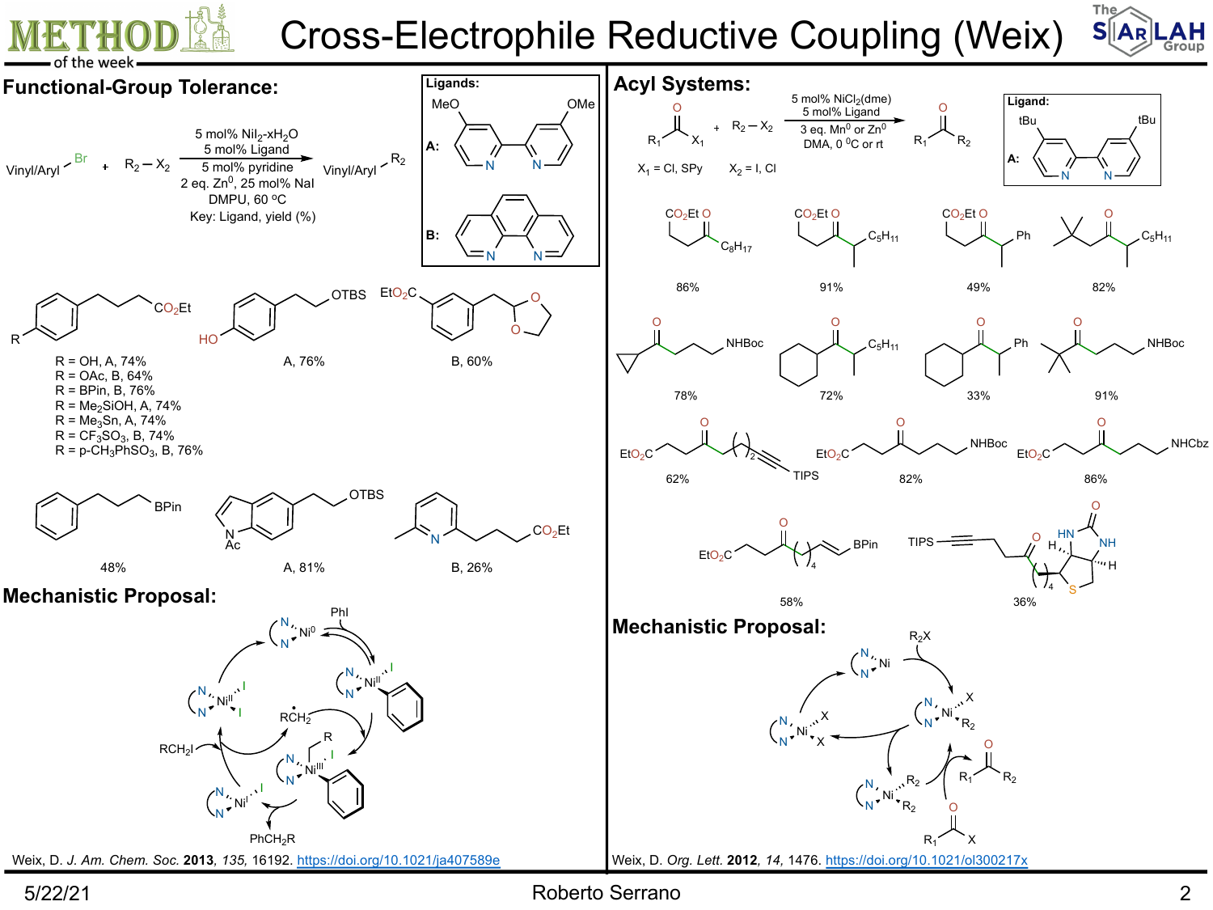# Cross-Electrophile Reductive Coupling (Weix)

## Functional-Group Tolerance:

Vinyl/Aryl–Br + $R_2$–$X_2$ → Vinyl/Aryl–$R_2$

5 mol% $NiI_2$-x$H_2O$
5 mol% Ligand
5 mol% pyridine
2 eq. $Zn^0$, 25 mol% NaI
DMPU, 60 °C
Key: Ligand, yield (%)

**Ligands:**
A: (4,4'-dimethoxy-2,2'-bipyridine)
B: (1,10-phenanthroline)

R = OH, A, 74%
R = OAc, B, 64%
R = BPin, B, 76%
R = $Me_2SiOH$, A, 74%
R = $Me_3Sn$, A, 74%
R = $CF_3SO_3$, B, 74%
R = p-$CH_3PhSO_3$, B, 76%

A, 76%

B, 60%

48%

A, 81%

B, 26%

## Mechanistic Proposal:

PhI, $RCH_2I$, $PhCH_2R$

Weix, D. *J. Am. Chem. Soc.* **2013**, *135*, 16192. https://doi.org/10.1021/ja407589e

## Acyl Systems:

$R_1C(O)X_1$ + $R_2$–$X_2$ → $R_1C(O)R_2$

5 mol% $NiCl_2$(dme)
5 mol% Ligand
3 eq. $Mn^0$ or $Zn^0$
DMA, 0 °C or rt

$X_1$ = Cl, SPy    $X_2$ = I, Cl

**Ligand:**
A: (4,4'-di-tert-butyl-2,2'-bipyridine)

86% | 91% | 49% | 82%

78% | 72% | 33% | 91%

62% | 82% | 86%

58% | 36%

## Mechanistic Proposal:

$R_2X$, $R_1C(O)X$, $R_1C(O)R_2$

Weix, D. *Org. Lett.* **2012**, *14*, 1476. https://doi.org/10.1021/ol300217x